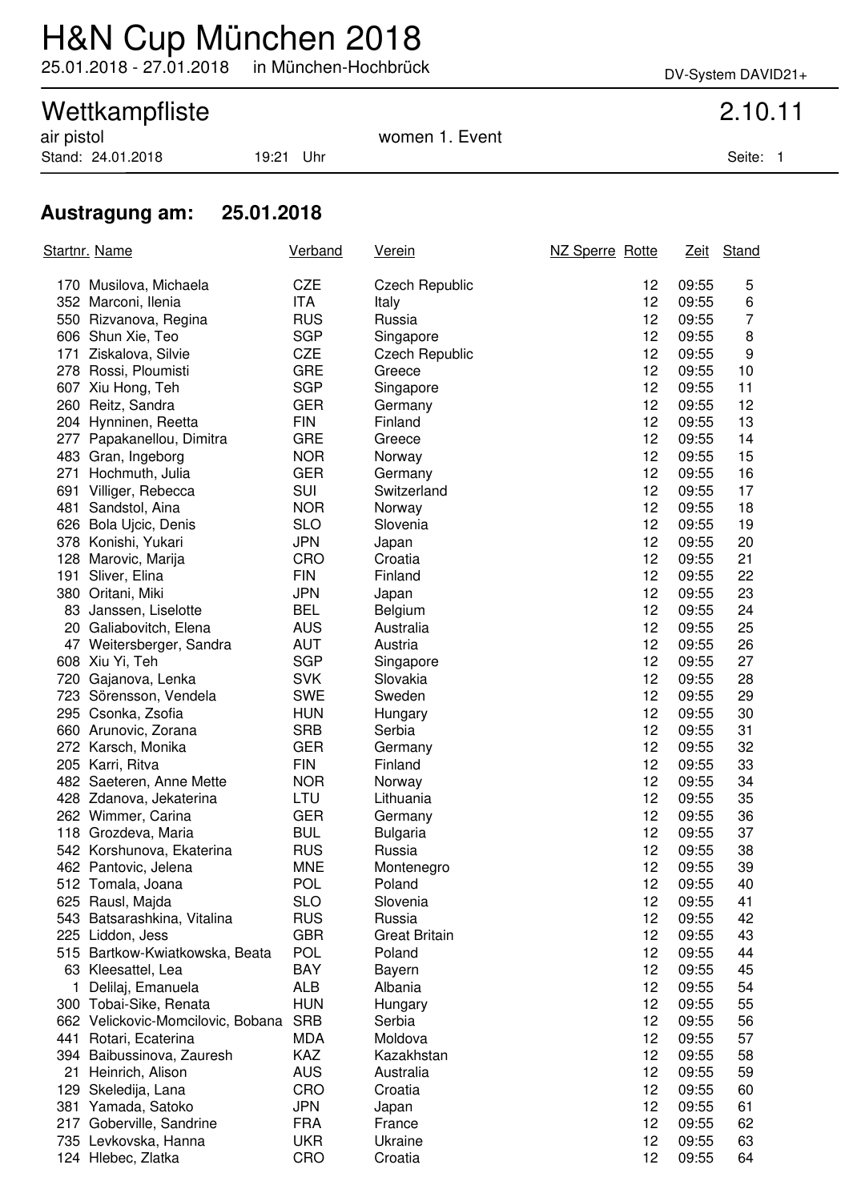# H&N Cup München 2018

25.01.2018 - 27.01.2018 in München-Hochbrück

DV-System DAVID21+

## Wettkampfliste

2.10.11

air pistol women 1. Event

Stand: 24.01.2018 19:21 Uhr

### Austragung am: 25.01.2018

| Startnr. | Name | Verband | Verein | NZ Sperre | Rotte | Zeit | Stand |
|---|---|---|---|---|---|---|---|
| 170 | Musilova, Michaela | CZE | Czech Republic | | 12 | 09:55 | 5 |
| 352 | Marconi, Ilenia | ITA | Italy | | 12 | 09:55 | 6 |
| 550 | Rizvanova, Regina | RUS | Russia | | 12 | 09:55 | 7 |
| 606 | Shun Xie, Teo | SGP | Singapore | | 12 | 09:55 | 8 |
| 171 | Ziskalova, Silvie | CZE | Czech Republic | | 12 | 09:55 | 9 |
| 278 | Rossi, Ploumisti | GRE | Greece | | 12 | 09:55 | 10 |
| 607 | Xiu Hong, Teh | SGP | Singapore | | 12 | 09:55 | 11 |
| 260 | Reitz, Sandra | GER | Germany | | 12 | 09:55 | 12 |
| 204 | Hynninen, Reetta | FIN | Finland | | 12 | 09:55 | 13 |
| 277 | Papakanellou, Dimitra | GRE | Greece | | 12 | 09:55 | 14 |
| 483 | Gran, Ingeborg | NOR | Norway | | 12 | 09:55 | 15 |
| 271 | Hochmuth, Julia | GER | Germany | | 12 | 09:55 | 16 |
| 691 | Villiger, Rebecca | SUI | Switzerland | | 12 | 09:55 | 17 |
| 481 | Sandstol, Aina | NOR | Norway | | 12 | 09:55 | 18 |
| 626 | Bola Ujcic, Denis | SLO | Slovenia | | 12 | 09:55 | 19 |
| 378 | Konishi, Yukari | JPN | Japan | | 12 | 09:55 | 20 |
| 128 | Marovic, Marija | CRO | Croatia | | 12 | 09:55 | 21 |
| 191 | Sliver, Elina | FIN | Finland | | 12 | 09:55 | 22 |
| 380 | Oritani, Miki | JPN | Japan | | 12 | 09:55 | 23 |
| 83 | Janssen, Liselotte | BEL | Belgium | | 12 | 09:55 | 24 |
| 20 | Galiabovitch, Elena | AUS | Australia | | 12 | 09:55 | 25 |
| 47 | Weitersberger, Sandra | AUT | Austria | | 12 | 09:55 | 26 |
| 608 | Xiu Yi, Teh | SGP | Singapore | | 12 | 09:55 | 27 |
| 720 | Gajanova, Lenka | SVK | Slovakia | | 12 | 09:55 | 28 |
| 723 | Sörensson, Vendela | SWE | Sweden | | 12 | 09:55 | 29 |
| 295 | Csonka, Zsofia | HUN | Hungary | | 12 | 09:55 | 30 |
| 660 | Arunovic, Zorana | SRB | Serbia | | 12 | 09:55 | 31 |
| 272 | Karsch, Monika | GER | Germany | | 12 | 09:55 | 32 |
| 205 | Karri, Ritva | FIN | Finland | | 12 | 09:55 | 33 |
| 482 | Saeteren, Anne Mette | NOR | Norway | | 12 | 09:55 | 34 |
| 428 | Zdanova, Jekaterina | LTU | Lithuania | | 12 | 09:55 | 35 |
| 262 | Wimmer, Carina | GER | Germany | | 12 | 09:55 | 36 |
| 118 | Grozdeva, Maria | BUL | Bulgaria | | 12 | 09:55 | 37 |
| 542 | Korshunova, Ekaterina | RUS | Russia | | 12 | 09:55 | 38 |
| 462 | Pantovic, Jelena | MNE | Montenegro | | 12 | 09:55 | 39 |
| 512 | Tomala, Joana | POL | Poland | | 12 | 09:55 | 40 |
| 625 | Rausl, Majda | SLO | Slovenia | | 12 | 09:55 | 41 |
| 543 | Batsarashkina, Vitalina | RUS | Russia | | 12 | 09:55 | 42 |
| 225 | Liddon, Jess | GBR | Great Britain | | 12 | 09:55 | 43 |
| 515 | Bartkow-Kwiatkowska, Beata | POL | Poland | | 12 | 09:55 | 44 |
| 63 | Kleesattel, Lea | BAY | Bayern | | 12 | 09:55 | 45 |
| 1 | Delilaj, Emanuela | ALB | Albania | | 12 | 09:55 | 54 |
| 300 | Tobai-Sike, Renata | HUN | Hungary | | 12 | 09:55 | 55 |
| 662 | Velickovic-Momcilovic, Bobana | SRB | Serbia | | 12 | 09:55 | 56 |
| 441 | Rotari, Ecaterina | MDA | Moldova | | 12 | 09:55 | 57 |
| 394 | Baibussinova, Zauresh | KAZ | Kazakhstan | | 12 | 09:55 | 58 |
| 21 | Heinrich, Alison | AUS | Australia | | 12 | 09:55 | 59 |
| 129 | Skeledija, Lana | CRO | Croatia | | 12 | 09:55 | 60 |
| 381 | Yamada, Satoko | JPN | Japan | | 12 | 09:55 | 61 |
| 217 | Goberville, Sandrine | FRA | France | | 12 | 09:55 | 62 |
| 735 | Levkovska, Hanna | UKR | Ukraine | | 12 | 09:55 | 63 |
| 124 | Hlebec, Zlatka | CRO | Croatia | | 12 | 09:55 | 64 |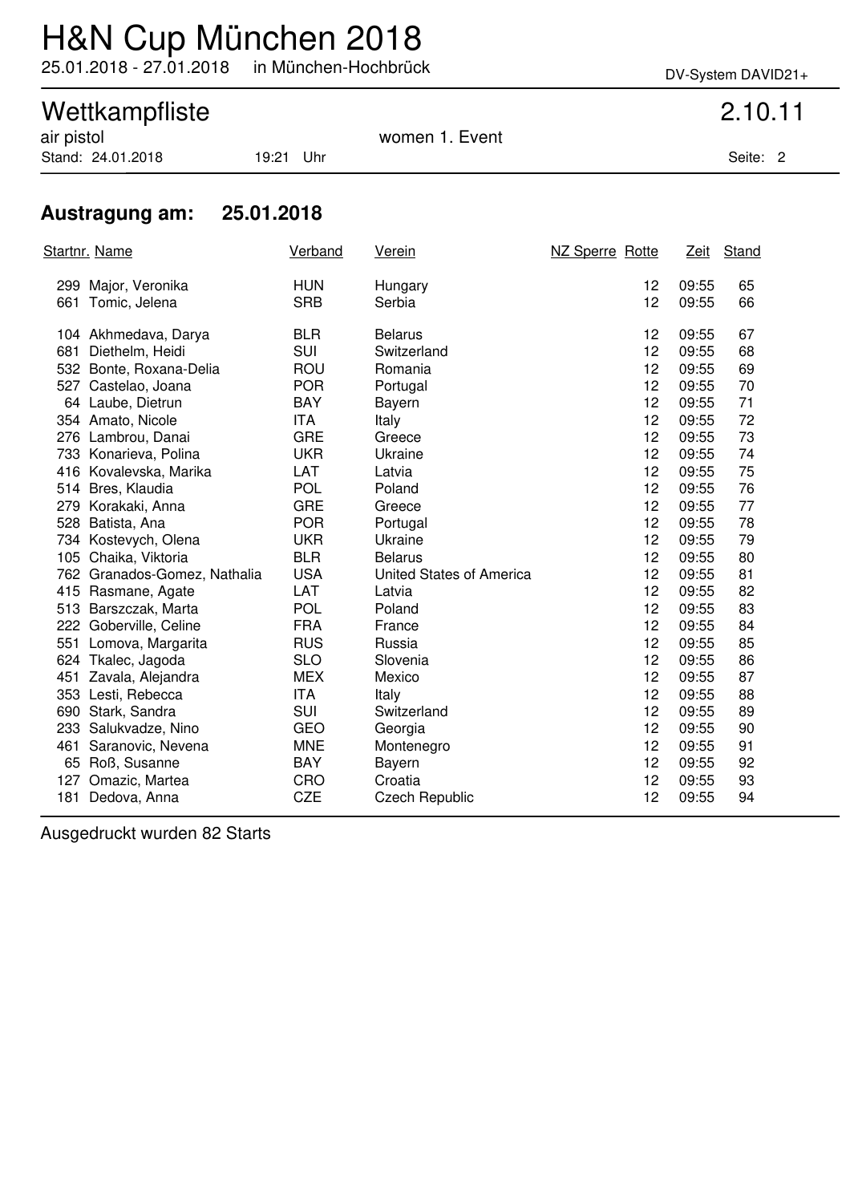# H&N Cup München 2018

25.01.2018 - 27.01.2018 in München-Hochbrück

DV-System DAVID21+

## Wettkampfliste

2.10.11

air pistol — women 1. Event

Stand: 24.01.2018 19:21 Uhr

Seite: 2

### Austragung am: 25.01.2018

| Startnr. | Name | Verband | Verein | NZ Sperre | Rotte | Zeit | Stand |
|---|---|---|---|---|---|---|---|
| 299 | Major, Veronika | HUN | Hungary | | 12 | 09:55 | 65 |
| 661 | Tomic, Jelena | SRB | Serbia | | 12 | 09:55 | 66 |
| 104 | Akhmedava, Darya | BLR | Belarus | | 12 | 09:55 | 67 |
| 681 | Diethelm, Heidi | SUI | Switzerland | | 12 | 09:55 | 68 |
| 532 | Bonte, Roxana-Delia | ROU | Romania | | 12 | 09:55 | 69 |
| 527 | Castelao, Joana | POR | Portugal | | 12 | 09:55 | 70 |
| 64 | Laube, Dietrun | BAY | Bayern | | 12 | 09:55 | 71 |
| 354 | Amato, Nicole | ITA | Italy | | 12 | 09:55 | 72 |
| 276 | Lambrou, Danai | GRE | Greece | | 12 | 09:55 | 73 |
| 733 | Konarieva, Polina | UKR | Ukraine | | 12 | 09:55 | 74 |
| 416 | Kovalevska, Marika | LAT | Latvia | | 12 | 09:55 | 75 |
| 514 | Bres, Klaudia | POL | Poland | | 12 | 09:55 | 76 |
| 279 | Korakaki, Anna | GRE | Greece | | 12 | 09:55 | 77 |
| 528 | Batista, Ana | POR | Portugal | | 12 | 09:55 | 78 |
| 734 | Kostevych, Olena | UKR | Ukraine | | 12 | 09:55 | 79 |
| 105 | Chaika, Viktoria | BLR | Belarus | | 12 | 09:55 | 80 |
| 762 | Granados-Gomez, Nathalia | USA | United States of America | | 12 | 09:55 | 81 |
| 415 | Rasmane, Agate | LAT | Latvia | | 12 | 09:55 | 82 |
| 513 | Barszczak, Marta | POL | Poland | | 12 | 09:55 | 83 |
| 222 | Goberville, Celine | FRA | France | | 12 | 09:55 | 84 |
| 551 | Lomova, Margarita | RUS | Russia | | 12 | 09:55 | 85 |
| 624 | Tkalec, Jagoda | SLO | Slovenia | | 12 | 09:55 | 86 |
| 451 | Zavala, Alejandra | MEX | Mexico | | 12 | 09:55 | 87 |
| 353 | Lesti, Rebecca | ITA | Italy | | 12 | 09:55 | 88 |
| 690 | Stark, Sandra | SUI | Switzerland | | 12 | 09:55 | 89 |
| 233 | Salukvadze, Nino | GEO | Georgia | | 12 | 09:55 | 90 |
| 461 | Saranovic, Nevena | MNE | Montenegro | | 12 | 09:55 | 91 |
| 65 | Roß, Susanne | BAY | Bayern | | 12 | 09:55 | 92 |
| 127 | Omazic, Martea | CRO | Croatia | | 12 | 09:55 | 93 |
| 181 | Dedova, Anna | CZE | Czech Republic | | 12 | 09:55 | 94 |

Ausgedruckt wurden 82 Starts